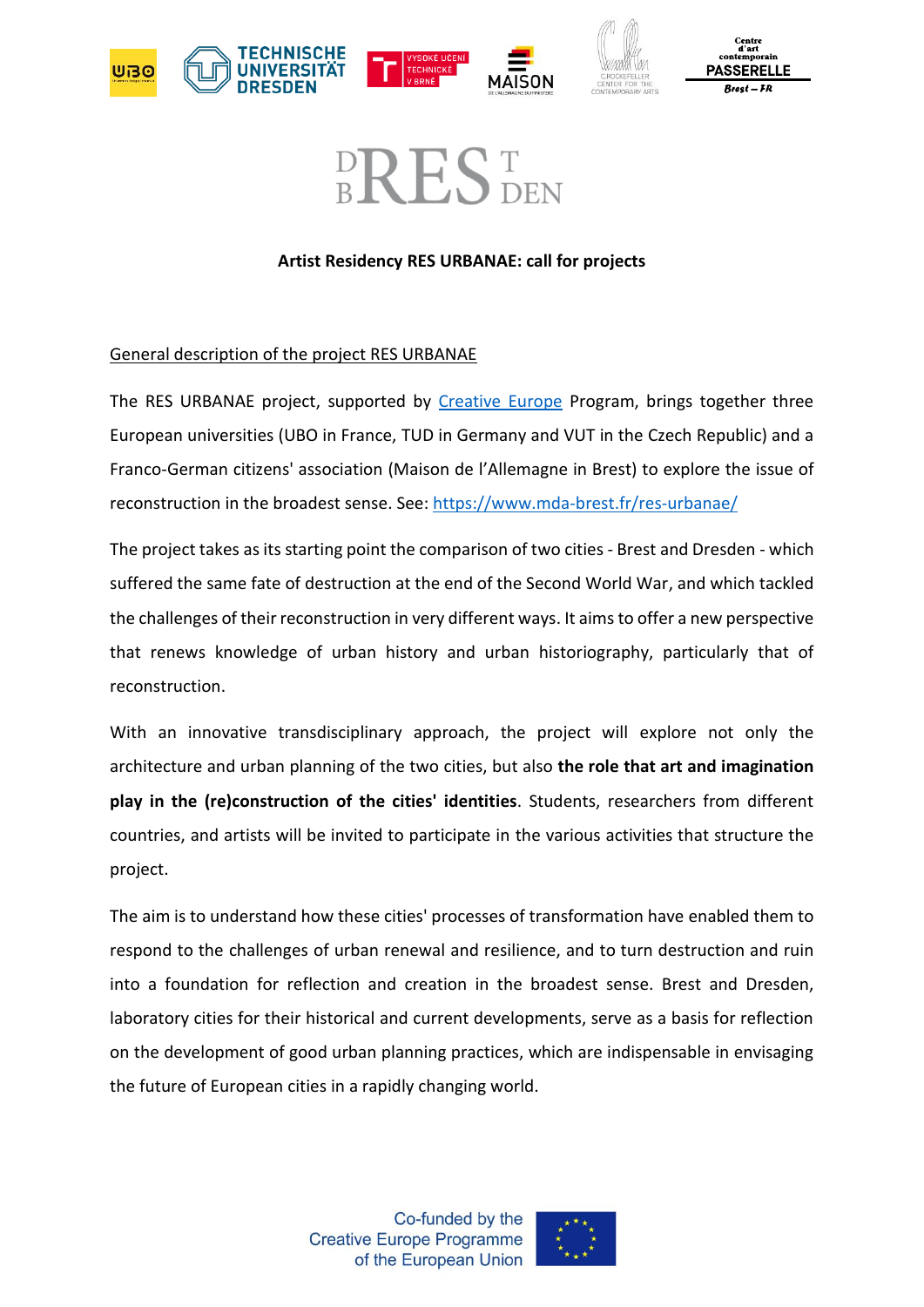# Artist Residency RES URBANAE: call for projects

## General description of the project RES URBANAE

The RES URBANAE project, supported by [Creative Europe](Creative Europe) Program, brings together three European universities (UBO in France, TUD in Germany and VUT in the Czech Republic) and a Franco-German citizens' association (Maison de l'Allemagne in Brest) to explore the issue of reconstruction in the broadest sense. See: https://www.mda-brest.fr/res-urbanae/

The project takes as its starting point the comparison of two cities - Brest and Dresden - which suffered the same fate of destruction at the end of the Second World War, and which tackled the challenges of their reconstruction in very different ways. It aims to offer a new perspective that renews knowledge of urban history and urban historiography, particularly that of reconstruction.

With an innovative transdisciplinary approach, the project will explore not only the architecture and urban planning of the two cities, but also **the role that art and imagination play in the (re)construction of the cities' identities**. Students, researchers from different countries, and artists will be invited to participate in the various activities that structure the project.

The aim is to understand how these cities' processes of transformation have enabled them to respond to the challenges of urban renewal and resilience, and to turn destruction and ruin into a foundation for reflection and creation in the broadest sense. Brest and Dresden, laboratory cities for their historical and current developments, serve as a basis for reflection on the development of good urban planning practices, which are indispensable in envisaging the future of European cities in a rapidly changing world.

Co-funded by the Creative Europe Programme of the European Union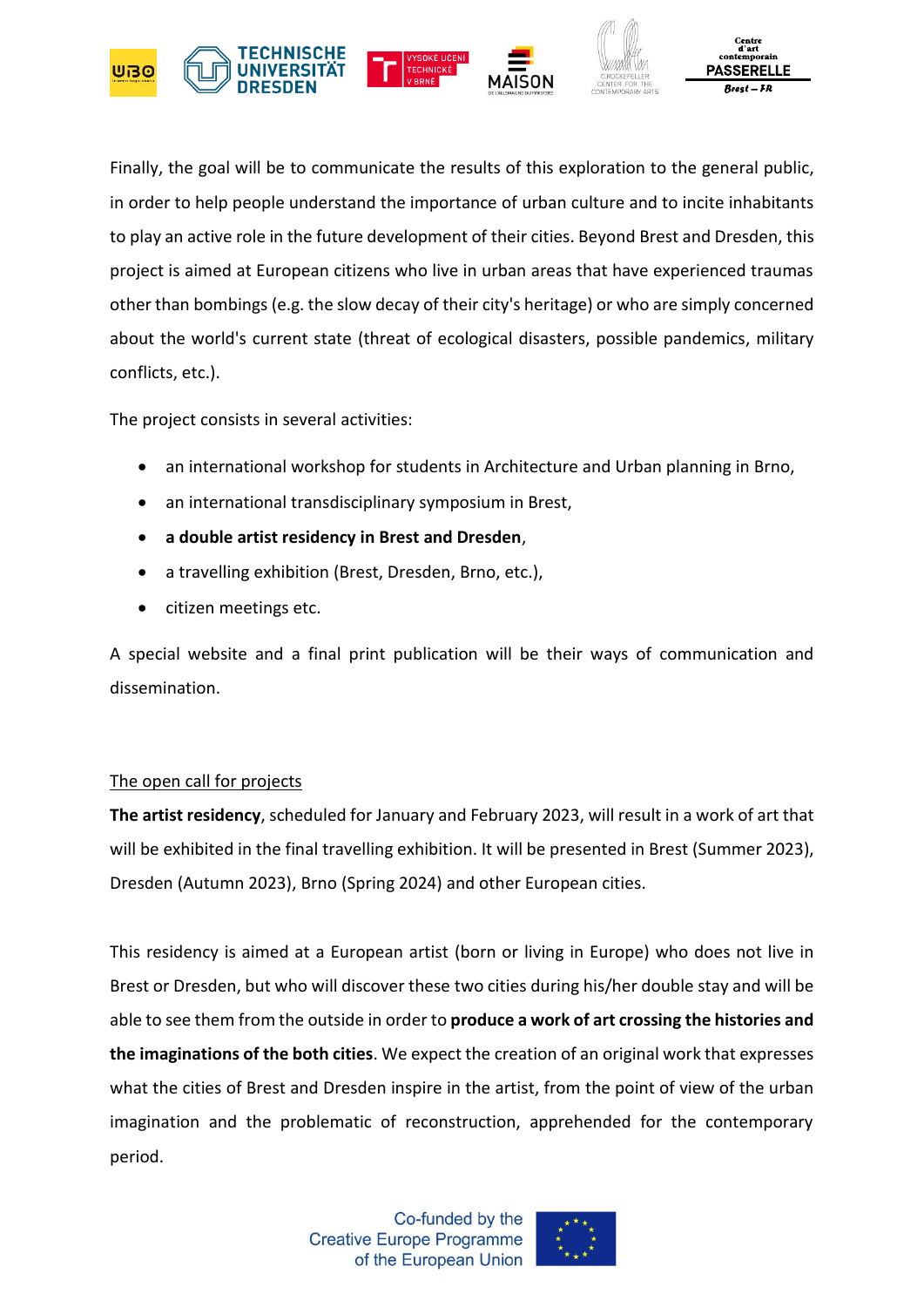Finally, the goal will be to communicate the results of this exploration to the general public, in order to help people understand the importance of urban culture and to incite inhabitants to play an active role in the future development of their cities. Beyond Brest and Dresden, this project is aimed at European citizens who live in urban areas that have experienced traumas other than bombings (e.g. the slow decay of their city's heritage) or who are simply concerned about the world's current state (threat of ecological disasters, possible pandemics, military conflicts, etc.).

The project consists in several activities:

- an international workshop for students in Architecture and Urban planning in Brno,
- an international transdisciplinary symposium in Brest,
- **a double artist residency in Brest and Dresden**,
- a travelling exhibition (Brest, Dresden, Brno, etc.),
- citizen meetings etc.

A special website and a final print publication will be their ways of communication and dissemination.

<u>The open call for projects</u>

**The artist residency**, scheduled for January and February 2023, will result in a work of art that will be exhibited in the final travelling exhibition. It will be presented in Brest (Summer 2023), Dresden (Autumn 2023), Brno (Spring 2024) and other European cities.

This residency is aimed at a European artist (born or living in Europe) who does not live in Brest or Dresden, but who will discover these two cities during his/her double stay and will be able to see them from the outside in order to **produce a work of art crossing the histories and the imaginations of the both cities**. We expect the creation of an original work that expresses what the cities of Brest and Dresden inspire in the artist, from the point of view of the urban imagination and the problematic of reconstruction, apprehended for the contemporary period.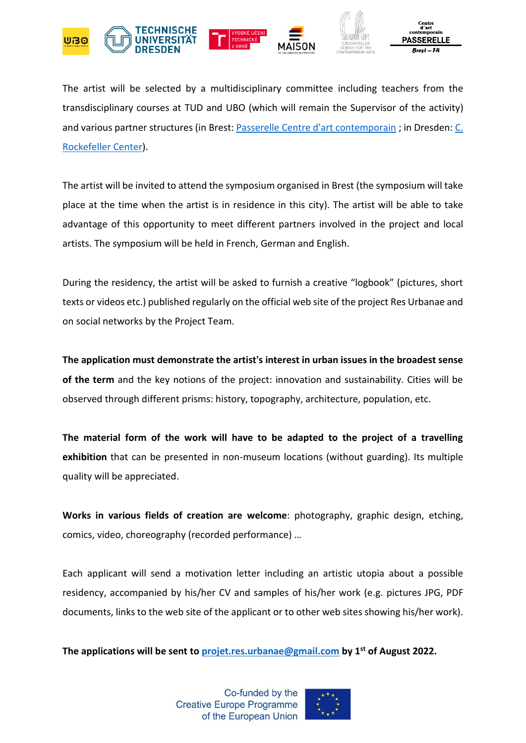The artist will be selected by a multidisciplinary committee including teachers from the transdisciplinary courses at TUD and UBO (which will remain the Supervisor of the activity) and various partner structures (in Brest: [Passerelle Centre d'art contemporain](#) ; in Dresden: [C. Rockefeller Center](#)).

The artist will be invited to attend the symposium organised in Brest (the symposium will take place at the time when the artist is in residence in this city). The artist will be able to take advantage of this opportunity to meet different partners involved in the project and local artists. The symposium will be held in French, German and English.

During the residency, the artist will be asked to furnish a creative "logbook" (pictures, short texts or videos etc.) published regularly on the official web site of the project Res Urbanae and on social networks by the Project Team.

**The application must demonstrate the artist's interest in urban issues in the broadest sense of the term** and the key notions of the project: innovation and sustainability. Cities will be observed through different prisms: history, topography, architecture, population, etc.

**The material form of the work will have to be adapted to the project of a travelling exhibition** that can be presented in non-museum locations (without guarding). Its multiple quality will be appreciated.

**Works in various fields of creation are welcome**: photography, graphic design, etching, comics, video, choreography (recorded performance) …

Each applicant will send a motivation letter including an artistic utopia about a possible residency, accompanied by his/her CV and samples of his/her work (e.g. pictures JPG, PDF documents, links to the web site of the applicant or to other web sites showing his/her work).

**The applications will be sent to [projet.res.urbanae@gmail.com](mailto:projet.res.urbanae@gmail.com) by 1st of August 2022.**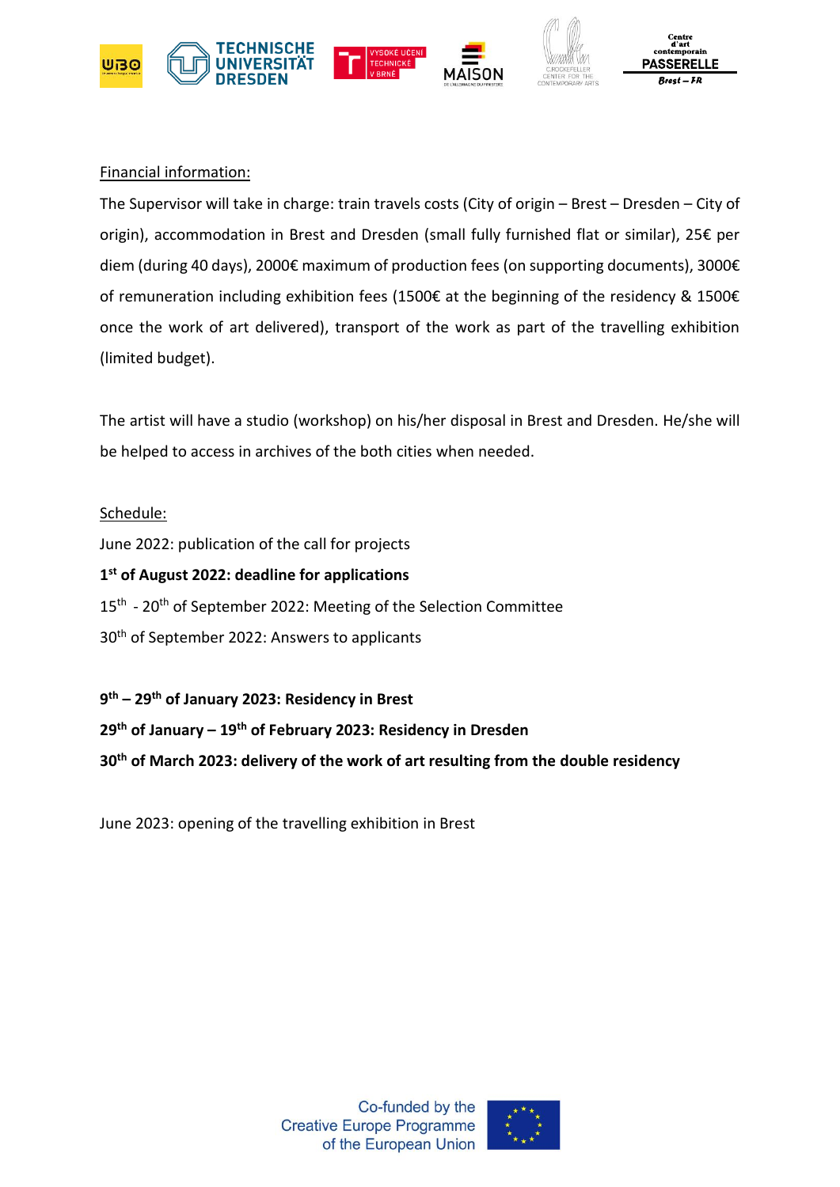Financial information:

The Supervisor will take in charge: train travels costs (City of origin – Brest – Dresden – City of origin), accommodation in Brest and Dresden (small fully furnished flat or similar), 25€ per diem (during 40 days), 2000€ maximum of production fees (on supporting documents), 3000€ of remuneration including exhibition fees (1500€ at the beginning of the residency & 1500€ once the work of art delivered), transport of the work as part of the travelling exhibition (limited budget).

The artist will have a studio (workshop) on his/her disposal in Brest and Dresden. He/she will be helped to access in archives of the both cities when needed.

Schedule:

June 2022: publication of the call for projects

**1st of August 2022: deadline for applications**

15th - 20th of September 2022: Meeting of the Selection Committee

30th of September 2022: Answers to applicants

**9th – 29th of January 2023: Residency in Brest**

**29th of January – 19th of February 2023: Residency in Dresden**

**30th of March 2023: delivery of the work of art resulting from the double residency**

June 2023: opening of the travelling exhibition in Brest

Co-funded by the Creative Europe Programme of the European Union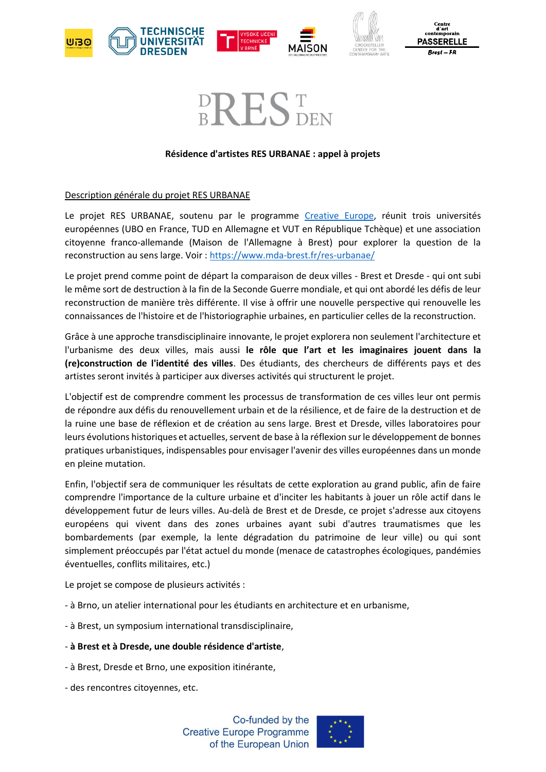# Résidence d'artistes RES URBANAE : appel à projets

## Description générale du projet RES URBANAE

Le projet RES URBANAE, soutenu par le programme Creative Europe, réunit trois universités européennes (UBO en France, TUD en Allemagne et VUT en République Tchèque) et une association citoyenne franco-allemande (Maison de l'Allemagne à Brest) pour explorer la question de la reconstruction au sens large. Voir : https://www.mda-brest.fr/res-urbanae/

Le projet prend comme point de départ la comparaison de deux villes - Brest et Dresde - qui ont subi le même sort de destruction à la fin de la Seconde Guerre mondiale, et qui ont abordé les défis de leur reconstruction de manière très différente. Il vise à offrir une nouvelle perspective qui renouvelle les connaissances de l'histoire et de l'historiographie urbaines, en particulier celles de la reconstruction.

Grâce à une approche transdisciplinaire innovante, le projet explorera non seulement l'architecture et l'urbanisme des deux villes, mais aussi **le rôle que l'art et les imaginaires jouent dans la (re)construction de l'identité des villes**. Des étudiants, des chercheurs de différents pays et des artistes seront invités à participer aux diverses activités qui structurent le projet.

L'objectif est de comprendre comment les processus de transformation de ces villes leur ont permis de répondre aux défis du renouvellement urbain et de la résilience, et de faire de la destruction et de la ruine une base de réflexion et de création au sens large. Brest et Dresde, villes laboratoires pour leurs évolutions historiques et actuelles, servent de base à la réflexion sur le développement de bonnes pratiques urbanistiques, indispensables pour envisager l'avenir des villes européennes dans un monde en pleine mutation.

Enfin, l'objectif sera de communiquer les résultats de cette exploration au grand public, afin de faire comprendre l'importance de la culture urbaine et d'inciter les habitants à jouer un rôle actif dans le développement futur de leurs villes. Au-delà de Brest et de Dresde, ce projet s'adresse aux citoyens européens qui vivent dans des zones urbaines ayant subi d'autres traumatismes que les bombardements (par exemple, la lente dégradation du patrimoine de leur ville) ou qui sont simplement préoccupés par l'état actuel du monde (menace de catastrophes écologiques, pandémies éventuelles, conflits militaires, etc.)

Le projet se compose de plusieurs activités :

- à Brno, un atelier international pour les étudiants en architecture et en urbanisme,
- à Brest, un symposium international transdisciplinaire,
- **à Brest et à Dresde, une double résidence d'artiste**,
- à Brest, Dresde et Brno, une exposition itinérante,
- des rencontres citoyennes, etc.

Co-funded by the Creative Europe Programme of the European Union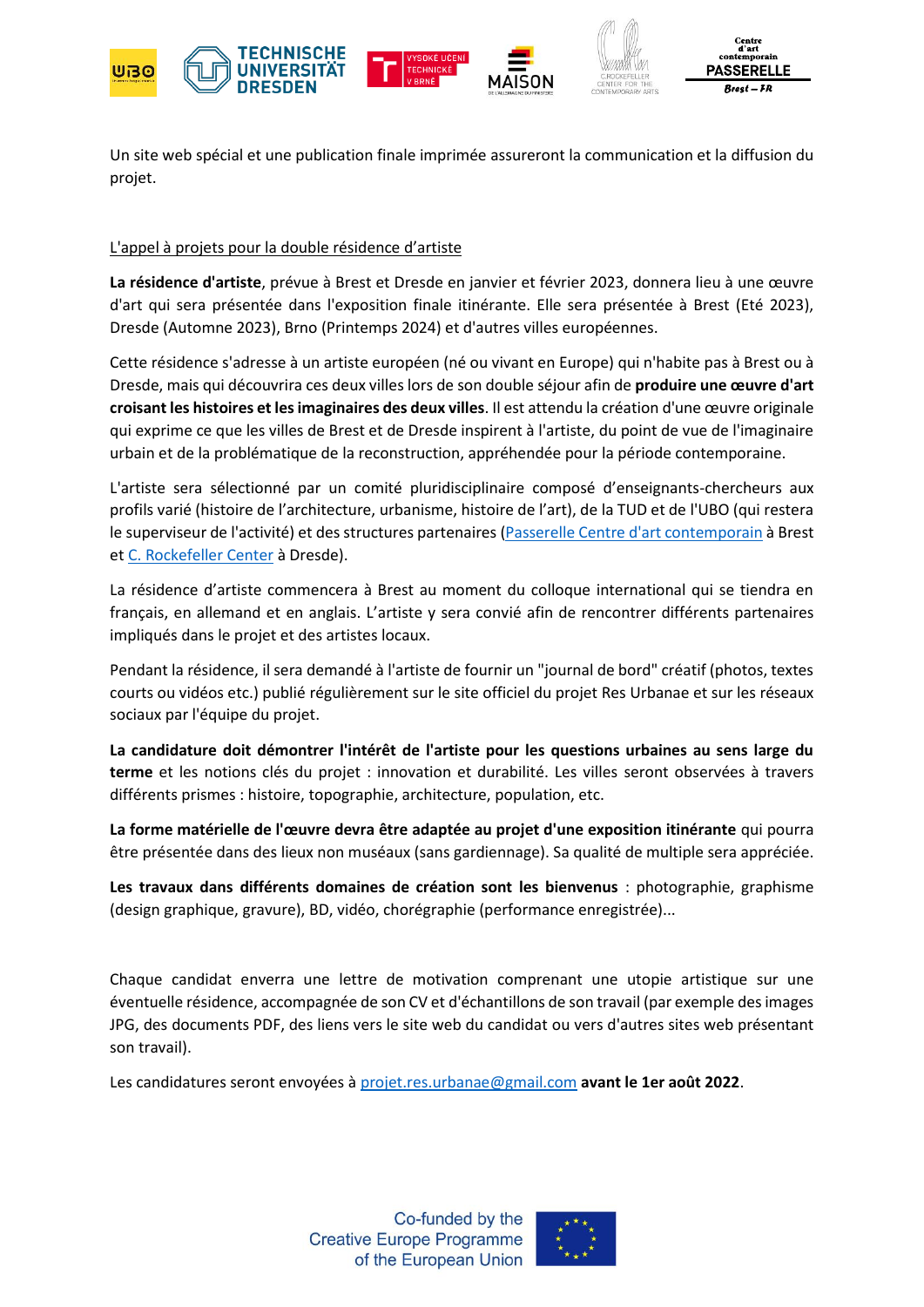Un site web spécial et une publication finale imprimée assureront la communication et la diffusion du projet.

L'appel à projets pour la double résidence d'artiste

**La résidence d'artiste**, prévue à Brest et Dresde en janvier et février 2023, donnera lieu à une œuvre d'art qui sera présentée dans l'exposition finale itinérante. Elle sera présentée à Brest (Eté 2023), Dresde (Automne 2023), Brno (Printemps 2024) et d'autres villes européennes.

Cette résidence s'adresse à un artiste européen (né ou vivant en Europe) qui n'habite pas à Brest ou à Dresde, mais qui découvrira ces deux villes lors de son double séjour afin de **produire une œuvre d'art croisant les histoires et les imaginaires des deux villes**. Il est attendu la création d'une œuvre originale qui exprime ce que les villes de Brest et de Dresde inspirent à l'artiste, du point de vue de l'imaginaire urbain et de la problématique de la reconstruction, appréhendée pour la période contemporaine.

L'artiste sera sélectionné par un comité pluridisciplinaire composé d'enseignants-chercheurs aux profils varié (histoire de l'architecture, urbanisme, histoire de l'art), de la TUD et de l'UBO (qui restera le superviseur de l'activité) et des structures partenaires (Passerelle Centre d'art contemporain à Brest et C. Rockefeller Center à Dresde).

La résidence d'artiste commencera à Brest au moment du colloque international qui se tiendra en français, en allemand et en anglais. L'artiste y sera convié afin de rencontrer différents partenaires impliqués dans le projet et des artistes locaux.

Pendant la résidence, il sera demandé à l'artiste de fournir un "journal de bord" créatif (photos, textes courts ou vidéos etc.) publié régulièrement sur le site officiel du projet Res Urbanae et sur les réseaux sociaux par l'équipe du projet.

**La candidature doit démontrer l'intérêt de l'artiste pour les questions urbaines au sens large du terme** et les notions clés du projet : innovation et durabilité. Les villes seront observées à travers différents prismes : histoire, topographie, architecture, population, etc.

**La forme matérielle de l'œuvre devra être adaptée au projet d'une exposition itinérante** qui pourra être présentée dans des lieux non muséaux (sans gardiennage). Sa qualité de multiple sera appréciée.

**Les travaux dans différents domaines de création sont les bienvenus** : photographie, graphisme (design graphique, gravure), BD, vidéo, chorégraphie (performance enregistrée)...

Chaque candidat enverra une lettre de motivation comprenant une utopie artistique sur une éventuelle résidence, accompagnée de son CV et d'échantillons de son travail (par exemple des images JPG, des documents PDF, des liens vers le site web du candidat ou vers d'autres sites web présentant son travail).

Les candidatures seront envoyées à projet.res.urbanae@gmail.com **avant le 1er août 2022**.

Co-funded by the Creative Europe Programme of the European Union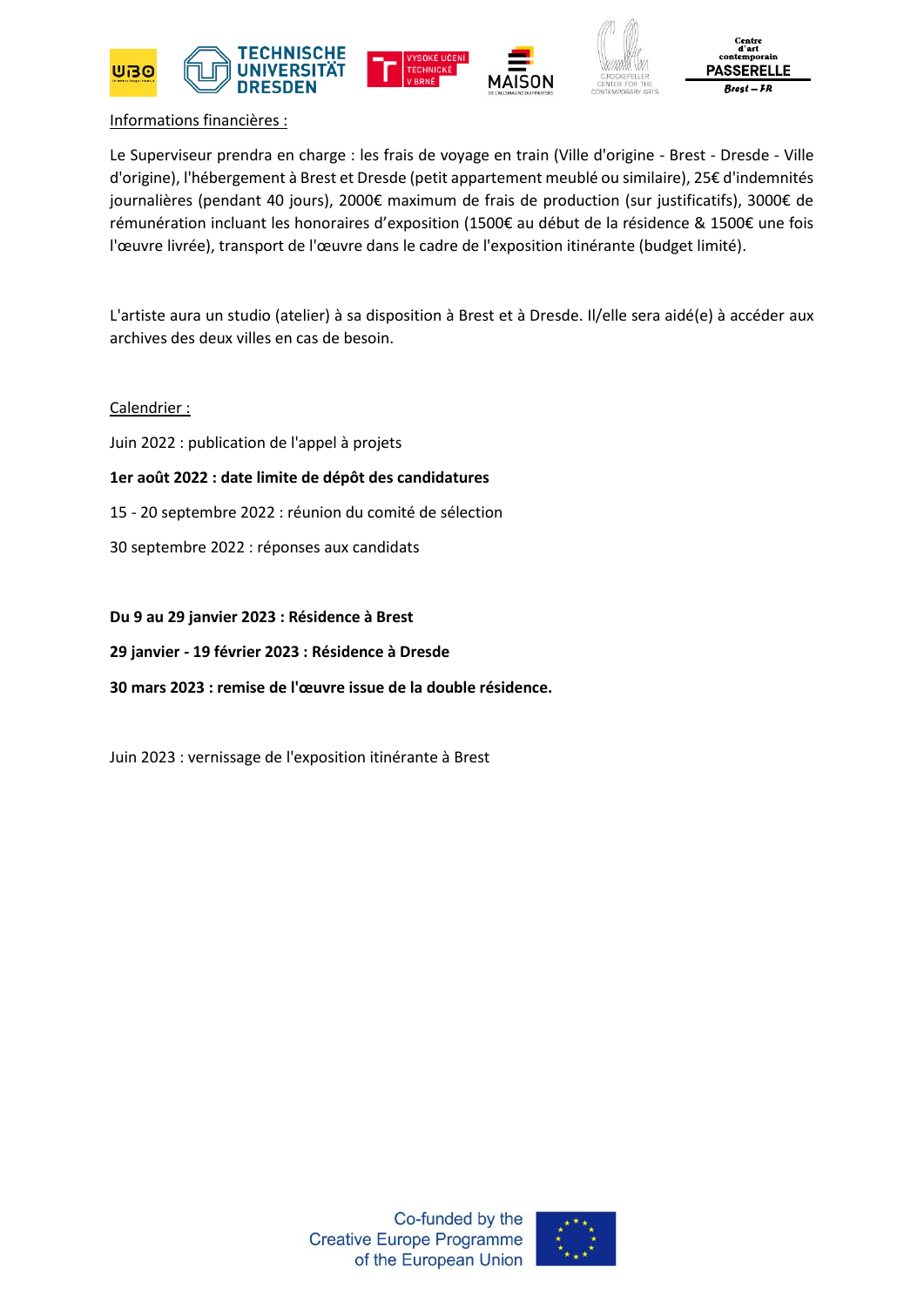Informations financières :

Le Superviseur prendra en charge : les frais de voyage en train (Ville d'origine - Brest - Dresde - Ville d'origine), l'hébergement à Brest et Dresde (petit appartement meublé ou similaire), 25€ d'indemnités journalières (pendant 40 jours), 2000€ maximum de frais de production (sur justificatifs), 3000€ de rémunération incluant les honoraires d'exposition (1500€ au début de la résidence & 1500€ une fois l'œuvre livrée), transport de l'œuvre dans le cadre de l'exposition itinérante (budget limité).

L'artiste aura un studio (atelier) à sa disposition à Brest et à Dresde. Il/elle sera aidé(e) à accéder aux archives des deux villes en cas de besoin.

Calendrier :

Juin 2022 : publication de l'appel à projets

**1er août 2022 : date limite de dépôt des candidatures**

15 - 20 septembre 2022 : réunion du comité de sélection

30 septembre 2022 : réponses aux candidats

**Du 9 au 29 janvier 2023 : Résidence à Brest**

**29 janvier - 19 février 2023 : Résidence à Dresde**

**30 mars 2023 : remise de l'œuvre issue de la double résidence.**

Juin 2023 : vernissage de l'exposition itinérante à Brest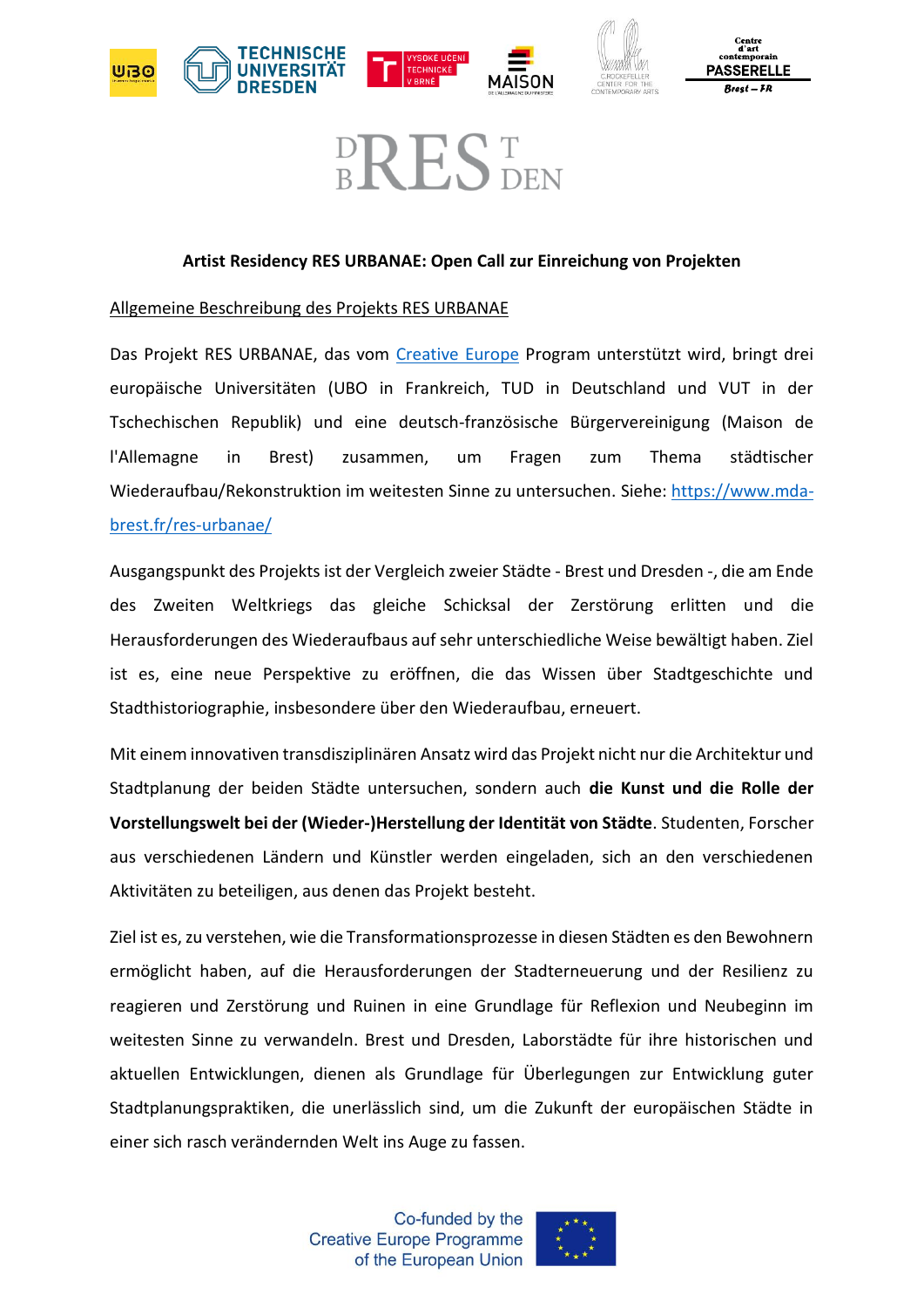**Artist Residency RES URBANAE: Open Call zur Einreichung von Projekten**

Allgemeine Beschreibung des Projekts RES URBANAE

Das Projekt RES URBANAE, das vom Creative Europe Program unterstützt wird, bringt drei europäische Universitäten (UBO in Frankreich, TUD in Deutschland und VUT in der Tschechischen Republik) und eine deutsch-französische Bürgervereinigung (Maison de l'Allemagne in Brest) zusammen, um Fragen zum Thema städtischer Wiederaufbau/Rekonstruktion im weitesten Sinne zu untersuchen. Siehe: https://www.mda-brest.fr/res-urbanae/

Ausgangspunkt des Projekts ist der Vergleich zweier Städte - Brest und Dresden -, die am Ende des Zweiten Weltkriegs das gleiche Schicksal der Zerstörung erlitten und die Herausforderungen des Wiederaufbaus auf sehr unterschiedliche Weise bewältigt haben. Ziel ist es, eine neue Perspektive zu eröffnen, die das Wissen über Stadtgeschichte und Stadthistoriographie, insbesondere über den Wiederaufbau, erneuert.

Mit einem innovativen transdisziplinären Ansatz wird das Projekt nicht nur die Architektur und Stadtplanung der beiden Städte untersuchen, sondern auch **die Kunst und die Rolle der Vorstellungswelt bei der (Wieder-)Herstellung der Identität von Städte**. Studenten, Forscher aus verschiedenen Ländern und Künstler werden eingeladen, sich an den verschiedenen Aktivitäten zu beteiligen, aus denen das Projekt besteht.

Ziel ist es, zu verstehen, wie die Transformationsprozesse in diesen Städten es den Bewohnern ermöglicht haben, auf die Herausforderungen der Stadterneuerung und der Resilienz zu reagieren und Zerstörung und Ruinen in eine Grundlage für Reflexion und Neubeginn im weitesten Sinne zu verwandeln. Brest und Dresden, Laborstädte für ihre historischen und aktuellen Entwicklungen, dienen als Grundlage für Überlegungen zur Entwicklung guter Stadtplanungspraktiken, die unerlässlich sind, um die Zukunft der europäischen Städte in einer sich rasch verändernden Welt ins Auge zu fassen.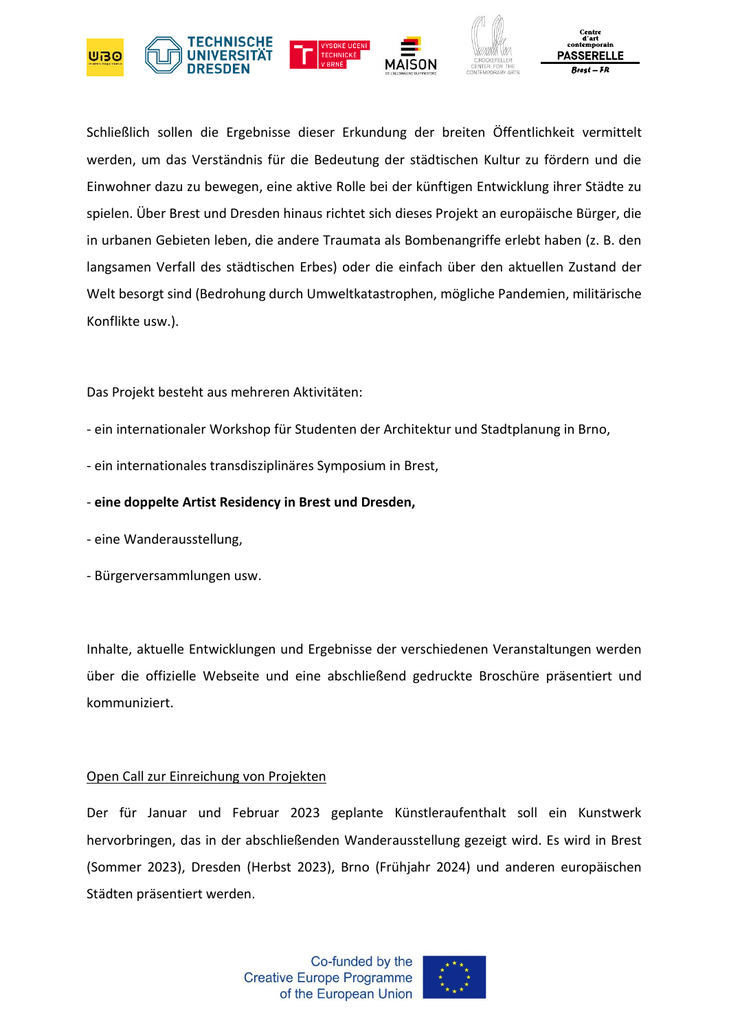Schließlich sollen die Ergebnisse dieser Erkundung der breiten Öffentlichkeit vermittelt werden, um das Verständnis für die Bedeutung der städtischen Kultur zu fördern und die Einwohner dazu zu bewegen, eine aktive Rolle bei der künftigen Entwicklung ihrer Städte zu spielen. Über Brest und Dresden hinaus richtet sich dieses Projekt an europäische Bürger, die in urbanen Gebieten leben, die andere Traumata als Bombenangriffe erlebt haben (z. B. den langsamen Verfall des städtischen Erbes) oder die einfach über den aktuellen Zustand der Welt besorgt sind (Bedrohung durch Umweltkatastrophen, mögliche Pandemien, militärische Konflikte usw.).

Das Projekt besteht aus mehreren Aktivitäten:

- ein internationaler Workshop für Studenten der Architektur und Stadtplanung in Brno,
- ein internationales transdisziplinäres Symposium in Brest,
- **eine doppelte Artist Residency in Brest und Dresden,**
- eine Wanderausstellung,
- Bürgerversammlungen usw.

Inhalte, aktuelle Entwicklungen und Ergebnisse der verschiedenen Veranstaltungen werden über die offizielle Webseite und eine abschließend gedruckte Broschüre präsentiert und kommuniziert.

<u>Open Call zur Einreichung von Projekten</u>

Der für Januar und Februar 2023 geplante Künstleraufenthalt soll ein Kunstwerk hervorbringen, das in der abschließenden Wanderausstellung gezeigt wird. Es wird in Brest (Sommer 2023), Dresden (Herbst 2023), Brno (Frühjahr 2024) und anderen europäischen Städten präsentiert werden.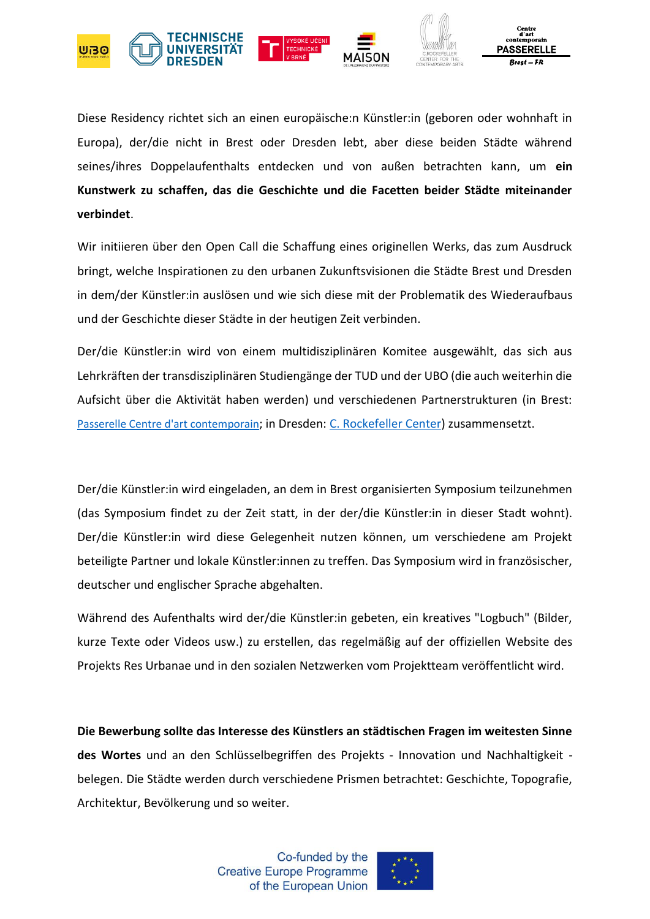Diese Residency richtet sich an einen europäische:n Künstler:in (geboren oder wohnhaft in Europa), der/die nicht in Brest oder Dresden lebt, aber diese beiden Städte während seines/ihres Doppelaufenthalts entdecken und von außen betrachten kann, um **ein Kunstwerk zu schaffen, das die Geschichte und die Facetten beider Städte miteinander verbindet**.

Wir initiieren über den Open Call die Schaffung eines originellen Werks, das zum Ausdruck bringt, welche Inspirationen zu den urbanen Zukunftsvisionen die Städte Brest und Dresden in dem/der Künstler:in auslösen und wie sich diese mit der Problematik des Wiederaufbaus und der Geschichte dieser Städte in der heutigen Zeit verbinden.

Der/die Künstler:in wird von einem multidisziplinären Komitee ausgewählt, das sich aus Lehrkräften der transdisziplinären Studiengänge der TUD und der UBO (die auch weiterhin die Aufsicht über die Aktivität haben werden) und verschiedenen Partnerstrukturen (in Brest: Passerelle Centre d'art contemporain; in Dresden: C. Rockefeller Center) zusammensetzt.

Der/die Künstler:in wird eingeladen, an dem in Brest organisierten Symposium teilzunehmen (das Symposium findet zu der Zeit statt, in der der/die Künstler:in in dieser Stadt wohnt). Der/die Künstler:in wird diese Gelegenheit nutzen können, um verschiedene am Projekt beteiligte Partner und lokale Künstler:innen zu treffen. Das Symposium wird in französischer, deutscher und englischer Sprache abgehalten.

Während des Aufenthalts wird der/die Künstler:in gebeten, ein kreatives "Logbuch" (Bilder, kurze Texte oder Videos usw.) zu erstellen, das regelmäßig auf der offiziellen Website des Projekts Res Urbanae und in den sozialen Netzwerken vom Projektteam veröffentlicht wird.

**Die Bewerbung sollte das Interesse des Künstlers an städtischen Fragen im weitesten Sinne des Wortes** und an den Schlüsselbegriffen des Projekts - Innovation und Nachhaltigkeit - belegen. Die Städte werden durch verschiedene Prismen betrachtet: Geschichte, Topografie, Architektur, Bevölkerung und so weiter.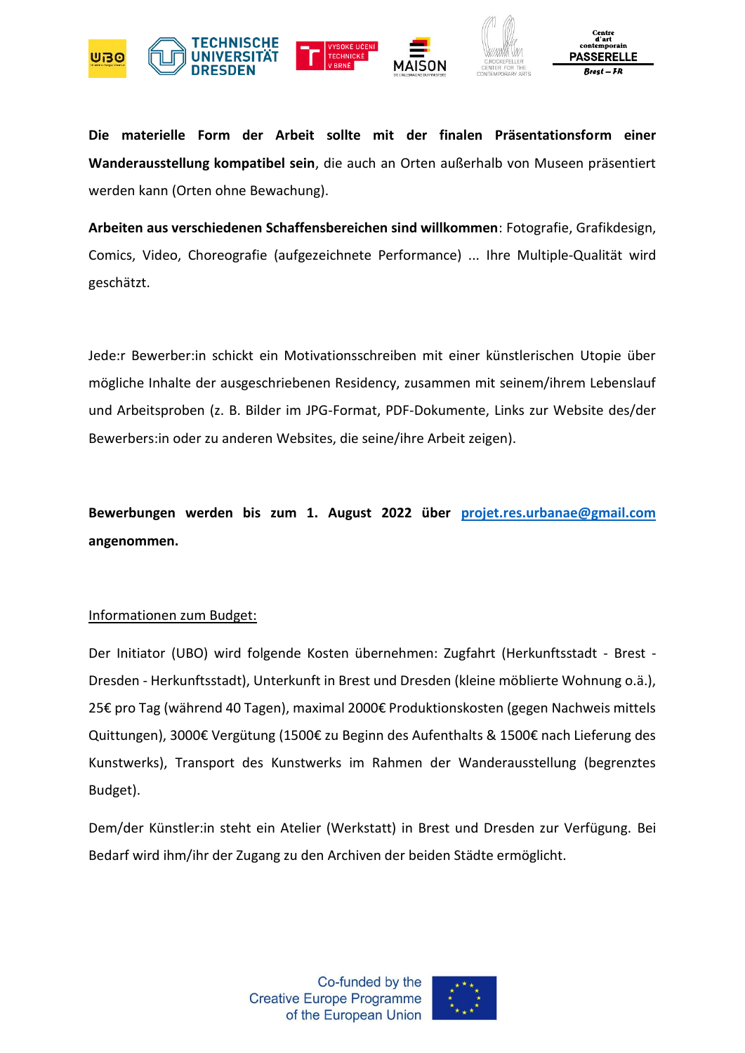**Die materielle Form der Arbeit sollte mit der finalen Präsentationsform einer Wanderausstellung kompatibel sein**, die auch an Orten außerhalb von Museen präsentiert werden kann (Orten ohne Bewachung).

**Arbeiten aus verschiedenen Schaffensbereichen sind willkommen**: Fotografie, Grafikdesign, Comics, Video, Choreografie (aufgezeichnete Performance) ... Ihre Multiple-Qualität wird geschätzt.

Jede:r Bewerber:in schickt ein Motivationsschreiben mit einer künstlerischen Utopie über mögliche Inhalte der ausgeschriebenen Residency, zusammen mit seinem/ihrem Lebenslauf und Arbeitsproben (z. B. Bilder im JPG-Format, PDF-Dokumente, Links zur Website des/der Bewerbers:in oder zu anderen Websites, die seine/ihre Arbeit zeigen).

**Bewerbungen werden bis zum 1. August 2022 über** projet.res.urbanae@gmail.com **angenommen.**

Informationen zum Budget:

Der Initiator (UBO) wird folgende Kosten übernehmen: Zugfahrt (Herkunftsstadt - Brest - Dresden - Herkunftsstadt), Unterkunft in Brest und Dresden (kleine möblierte Wohnung o.ä.), 25€ pro Tag (während 40 Tagen), maximal 2000€ Produktionskosten (gegen Nachweis mittels Quittungen), 3000€ Vergütung (1500€ zu Beginn des Aufenthalts & 1500€ nach Lieferung des Kunstwerks), Transport des Kunstwerks im Rahmen der Wanderausstellung (begrenztes Budget).

Dem/der Künstler:in steht ein Atelier (Werkstatt) in Brest und Dresden zur Verfügung. Bei Bedarf wird ihm/ihr der Zugang zu den Archiven der beiden Städte ermöglicht.

Co-funded by the Creative Europe Programme of the European Union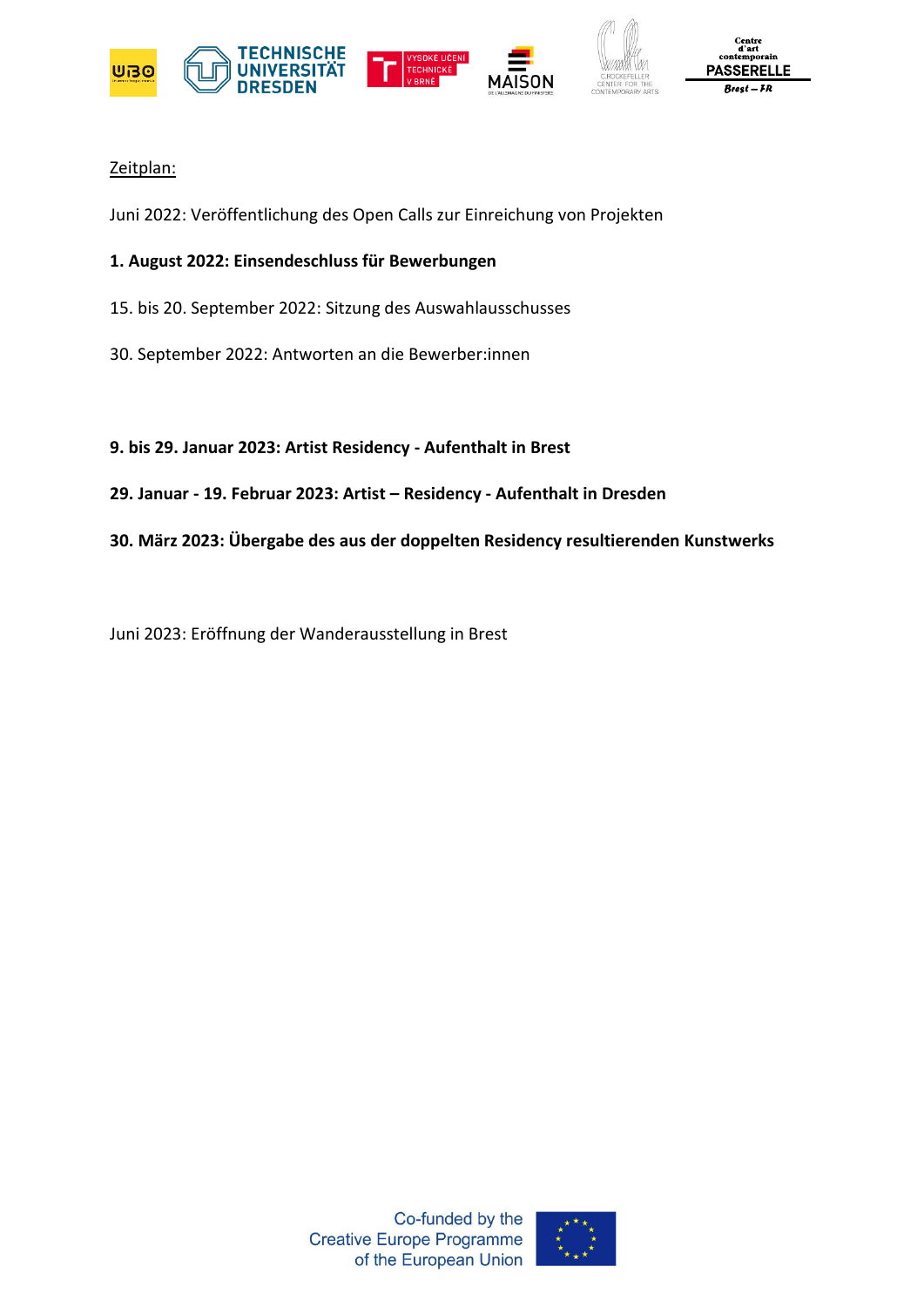Zeitplan:

Juni 2022: Veröffentlichung des Open Calls zur Einreichung von Projekten

**1. August 2022: Einsendeschluss für Bewerbungen**

15. bis 20. September 2022: Sitzung des Auswahlausschusses

30. September 2022: Antworten an die Bewerber:innen

**9. bis 29. Januar 2023: Artist Residency - Aufenthalt in Brest**

**29. Januar - 19. Februar 2023: Artist – Residency - Aufenthalt in Dresden**

**30. März 2023: Übergabe des aus der doppelten Residency resultierenden Kunstwerks**

Juni 2023: Eröffnung der Wanderausstellung in Brest

Co-funded by the Creative Europe Programme of the European Union